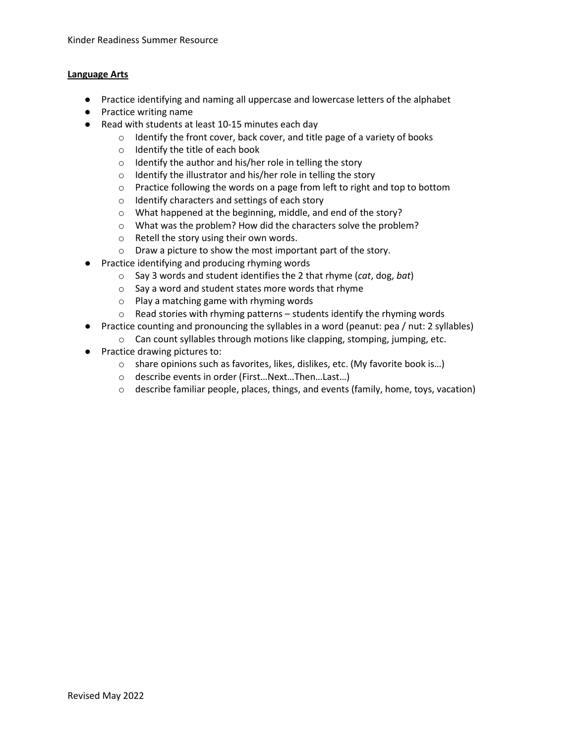**Language Arts**

- Practice identifying and naming all uppercase and lowercase letters of the alphabet
- Practice writing name
- Read with students at least 10-15 minutes each day
  - Identify the front cover, back cover, and title page of a variety of books
  - Identify the title of each book
  - Identify the author and his/her role in telling the story
  - Identify the illustrator and his/her role in telling the story
  - Practice following the words on a page from left to right and top to bottom
  - Identify characters and settings of each story
  - What happened at the beginning, middle, and end of the story?
  - What was the problem? How did the characters solve the problem?
  - Retell the story using their own words.
  - Draw a picture to show the most important part of the story.
- Practice identifying and producing rhyming words
  - Say 3 words and student identifies the 2 that rhyme (*cat*, dog, *bat*)
  - Say a word and student states more words that rhyme
  - Play a matching game with rhyming words
  - Read stories with rhyming patterns – students identify the rhyming words
- Practice counting and pronouncing the syllables in a word (peanut: pea / nut: 2 syllables)
  - Can count syllables through motions like clapping, stomping, jumping, etc.
- Practice drawing pictures to:
  - share opinions such as favorites, likes, dislikes, etc. (My favorite book is…)
  - describe events in order (First…Next…Then…Last…)
  - describe familiar people, places, things, and events (family, home, toys, vacation)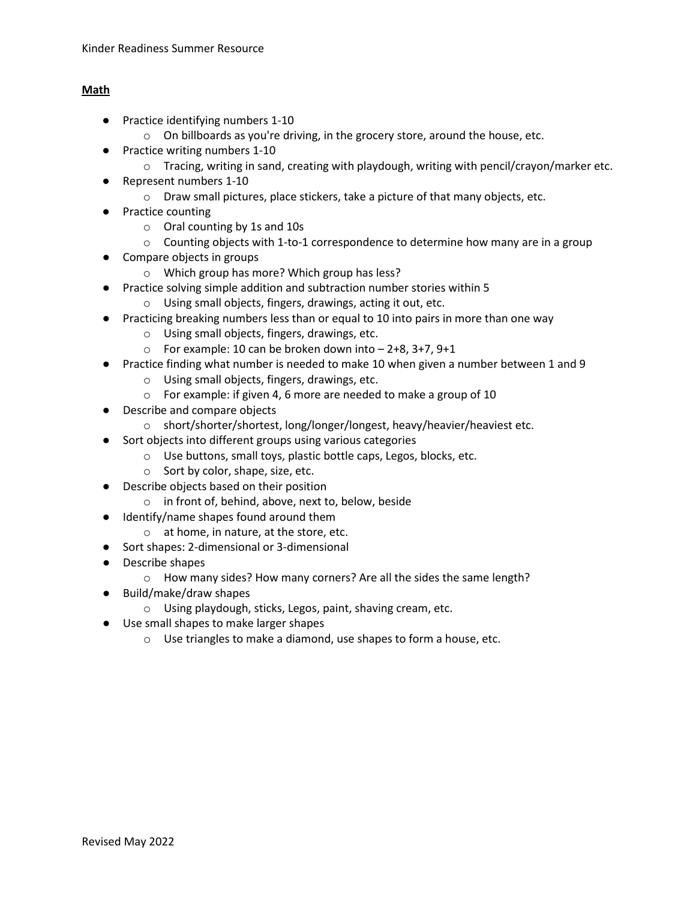## Math

- Practice identifying numbers 1-10
  - On billboards as you're driving, in the grocery store, around the house, etc.
- Practice writing numbers 1-10
  - Tracing, writing in sand, creating with playdough, writing with pencil/crayon/marker etc.
- Represent numbers 1-10
  - Draw small pictures, place stickers, take a picture of that many objects, etc.
- Practice counting
  - Oral counting by 1s and 10s
  - Counting objects with 1-to-1 correspondence to determine how many are in a group
- Compare objects in groups
  - Which group has more? Which group has less?
- Practice solving simple addition and subtraction number stories within 5
  - Using small objects, fingers, drawings, acting it out, etc.
- Practicing breaking numbers less than or equal to 10 into pairs in more than one way
  - Using small objects, fingers, drawings, etc.
  - For example: 10 can be broken down into – 2+8, 3+7, 9+1
- Practice finding what number is needed to make 10 when given a number between 1 and 9
  - Using small objects, fingers, drawings, etc.
  - For example: if given 4, 6 more are needed to make a group of 10
- Describe and compare objects
  - short/shorter/shortest, long/longer/longest, heavy/heavier/heaviest etc.
- Sort objects into different groups using various categories
  - Use buttons, small toys, plastic bottle caps, Legos, blocks, etc.
  - Sort by color, shape, size, etc.
- Describe objects based on their position
  - in front of, behind, above, next to, below, beside
- Identify/name shapes found around them
  - at home, in nature, at the store, etc.
- Sort shapes: 2-dimensional or 3-dimensional
- Describe shapes
  - How many sides? How many corners? Are all the sides the same length?
- Build/make/draw shapes
  - Using playdough, sticks, Legos, paint, shaving cream, etc.
- Use small shapes to make larger shapes
  - Use triangles to make a diamond, use shapes to form a house, etc.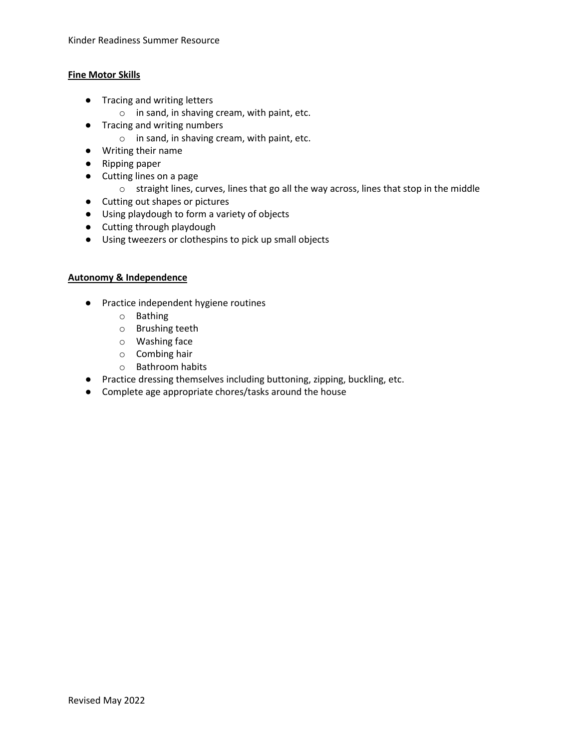## Fine Motor Skills

- Tracing and writing letters
  - in sand, in shaving cream, with paint, etc.
- Tracing and writing numbers
  - in sand, in shaving cream, with paint, etc.
- Writing their name
- Ripping paper
- Cutting lines on a page
  - straight lines, curves, lines that go all the way across, lines that stop in the middle
- Cutting out shapes or pictures
- Using playdough to form a variety of objects
- Cutting through playdough
- Using tweezers or clothespins to pick up small objects

## Autonomy & Independence

- Practice independent hygiene routines
  - Bathing
  - Brushing teeth
  - Washing face
  - Combing hair
  - Bathroom habits
- Practice dressing themselves including buttoning, zipping, buckling, etc.
- Complete age appropriate chores/tasks around the house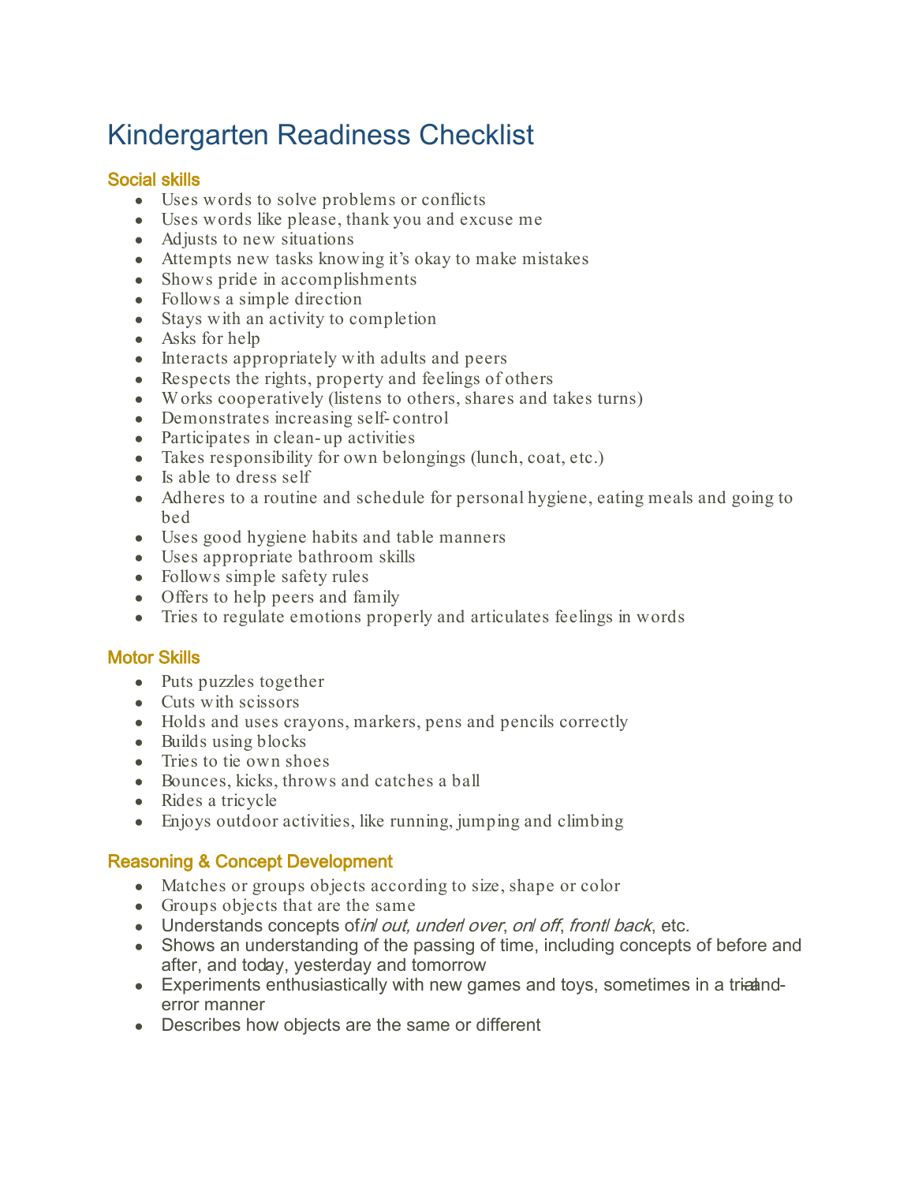# Kindergarten Readiness Checklist

## Social skills

- Uses words to solve problems or conflicts
- Uses words like please, thank you and excuse me
- Adjusts to new situations
- Attempts new tasks knowing it's okay to make mistakes
- Shows pride in accomplishments
- Follows a simple direction
- Stays with an activity to completion
- Asks for help
- Interacts appropriately with adults and peers
- Respects the rights, property and feelings of others
- Works cooperatively (listens to others, shares and takes turns)
- Demonstrates increasing self-control
- Participates in clean-up activities
- Takes responsibility for own belongings (lunch, coat, etc.)
- Is able to dress self
- Adheres to a routine and schedule for personal hygiene, eating meals and going to bed
- Uses good hygiene habits and table manners
- Uses appropriate bathroom skills
- Follows simple safety rules
- Offers to help peers and family
- Tries to regulate emotions properly and articulates feelings in words

## Motor Skills

- Puts puzzles together
- Cuts with scissors
- Holds and uses crayons, markers, pens and pencils correctly
- Builds using blocks
- Tries to tie own shoes
- Bounces, kicks, throws and catches a ball
- Rides a tricycle
- Enjoys outdoor activities, like running, jumping and climbing

## Reasoning & Concept Development

- Matches or groups objects according to size, shape or color
- Groups objects that are the same
- Understands concepts of *in/ out, under/ over*, *on/ off*, *front/ back*, etc.
- Shows an understanding of the passing of time, including concepts of before and after, and today, yesterday and tomorrow
- Experiments enthusiastically with new games and toys, sometimes in a trial-and-error manner
- Describes how objects are the same or different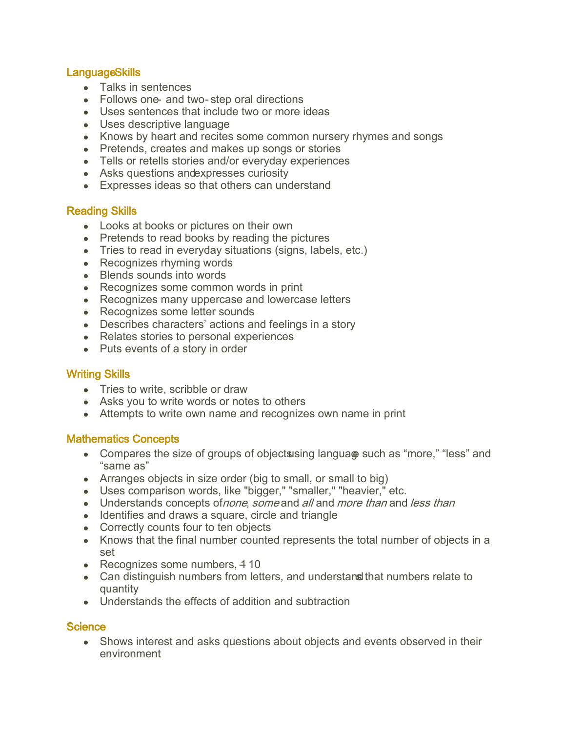## Language Skills

- Talks in sentences
- Follows one- and two-step oral directions
- Uses sentences that include two or more ideas
- Uses descriptive language
- Knows by heart and recites some common nursery rhymes and songs
- Pretends, creates and makes up songs or stories
- Tells or retells stories and/or everyday experiences
- Asks questions and expresses curiosity
- Expresses ideas so that others can understand

## Reading Skills

- Looks at books or pictures on their own
- Pretends to read books by reading the pictures
- Tries to read in everyday situations (signs, labels, etc.)
- Recognizes rhyming words
- Blends sounds into words
- Recognizes some common words in print
- Recognizes many uppercase and lowercase letters
- Recognizes some letter sounds
- Describes characters' actions and feelings in a story
- Relates stories to personal experiences
- Puts events of a story in order

## Writing Skills

- Tries to write, scribble or draw
- Asks you to write words or notes to others
- Attempts to write own name and recognizes own name in print

## Mathematics Concepts

- Compares the size of groups of objects using language such as "more," "less" and "same as"
- Arranges objects in size order (big to small, or small to big)
- Uses comparison words, like "bigger," "smaller," "heavier," etc.
- Understands concepts of *none*, *some* and *all* and *more than* and *less than*
- Identifies and draws a square, circle and triangle
- Correctly counts four to ten objects
- Knows that the final number counted represents the total number of objects in a set
- Recognizes some numbers, 1-10
- Can distinguish numbers from letters, and understands that numbers relate to quantity
- Understands the effects of addition and subtraction

## Science

- Shows interest and asks questions about objects and events observed in their environment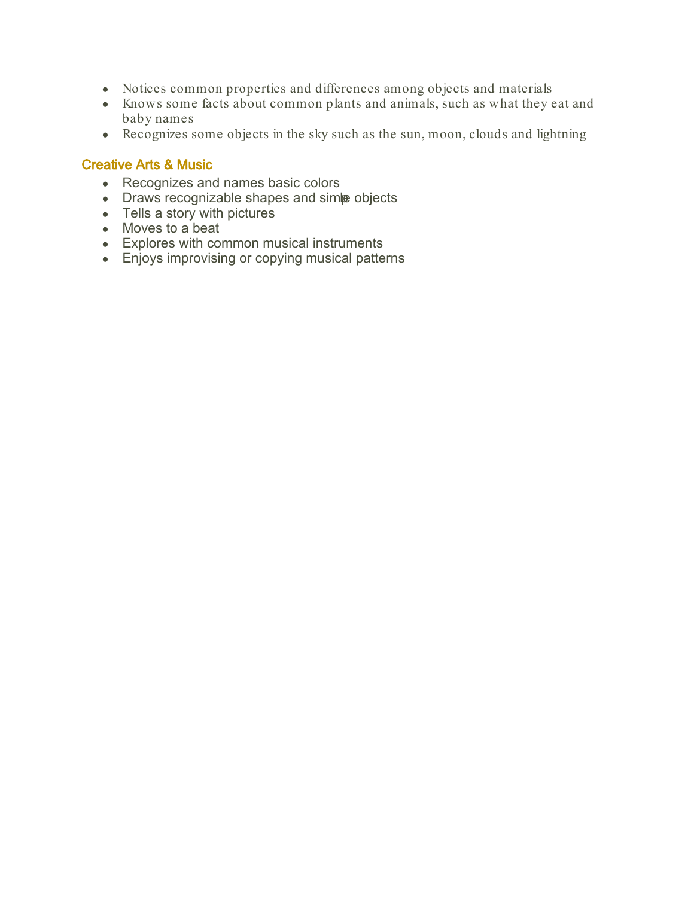- Notices common properties and differences among objects and materials
- Knows some facts about common plants and animals, such as what they eat and baby names
- Recognizes some objects in the sky such as the sun, moon, clouds and lightning

### Creative Arts & Music

- Recognizes and names basic colors
- Draws recognizable shapes and simple objects
- Tells a story with pictures
- Moves to a beat
- Explores with common musical instruments
- Enjoys improvising or copying musical patterns